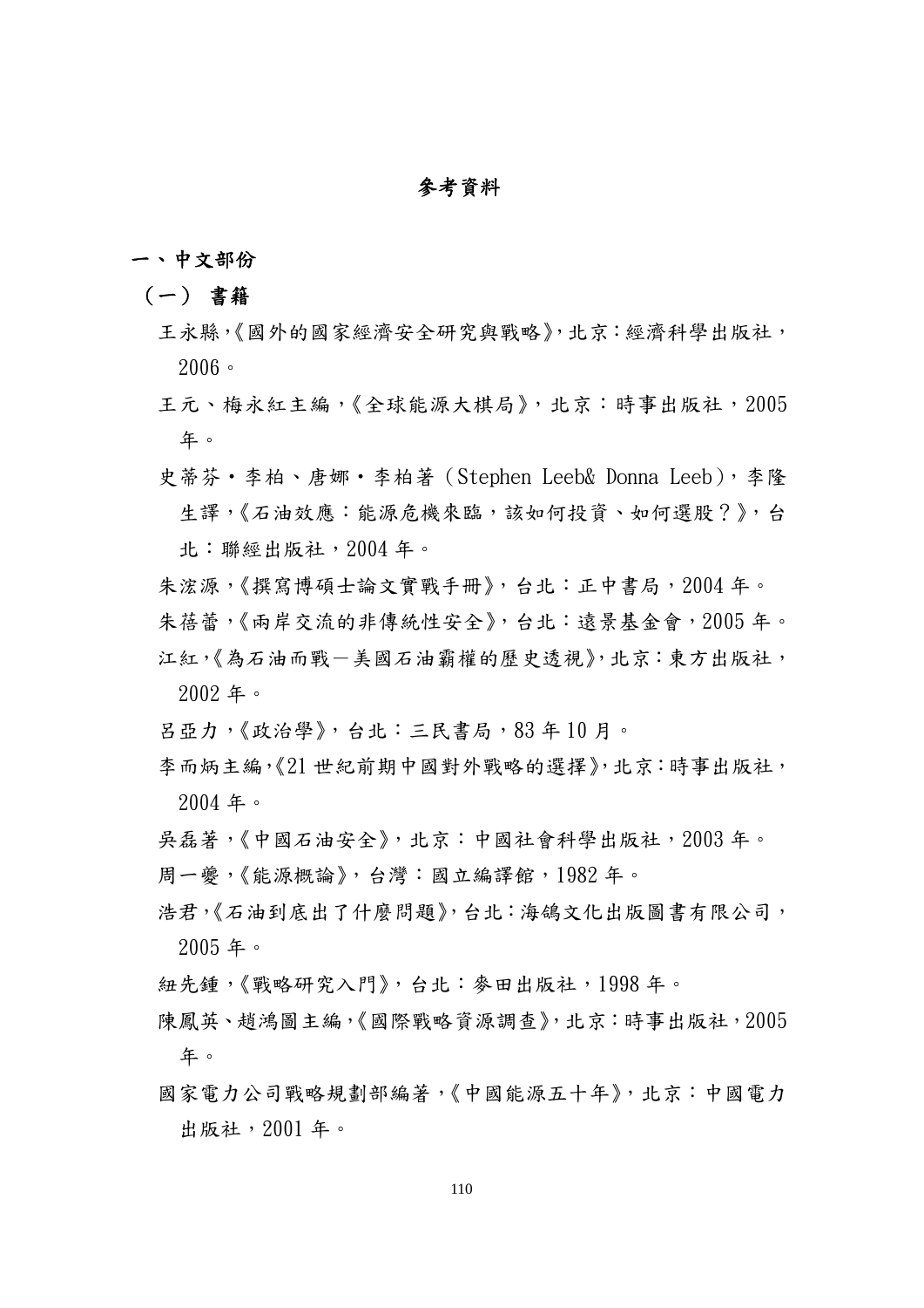# 參考資料

## 一、中文部份

### （一） 書籍

王永縣，《國外的國家經濟安全研究與戰略》，北京：經濟科學出版社，2006。

王元、梅永紅主編，《全球能源大棋局》，北京：時事出版社，2005 年。

史蒂芬・李柏、唐娜・李柏著（Stephen Leeb& Donna Leeb），李隆生譯，《石油效應：能源危機來臨，該如何投資、如何選股？》，台北：聯經出版社，2004 年。

朱浤源，《撰寫博碩士論文實戰手冊》，台北：正中書局，2004 年。

朱蓓蕾，《兩岸交流的非傳統性安全》，台北：遠景基金會，2005 年。

江紅，《為石油而戰－美國石油霸權的歷史透視》，北京：東方出版社，2002 年。

呂亞力，《政治學》，台北：三民書局，83 年 10 月。

李而炳主編，《21 世紀前期中國對外戰略的選擇》，北京：時事出版社，2004 年。

吳磊著，《中國石油安全》，北京：中國社會科學出版社，2003 年。

周一夔，《能源概論》，台灣：國立編譯館，1982 年。

浩君，《石油到底出了什麼問題》，台北：海鴿文化出版圖書有限公司，2005 年。

紐先鍾，《戰略研究入門》，台北：麥田出版社，1998 年。

陳鳳英、趙鴻圖主編，《國際戰略資源調查》，北京：時事出版社，2005 年。

國家電力公司戰略規劃部編著，《中國能源五十年》，北京：中國電力出版社，2001 年。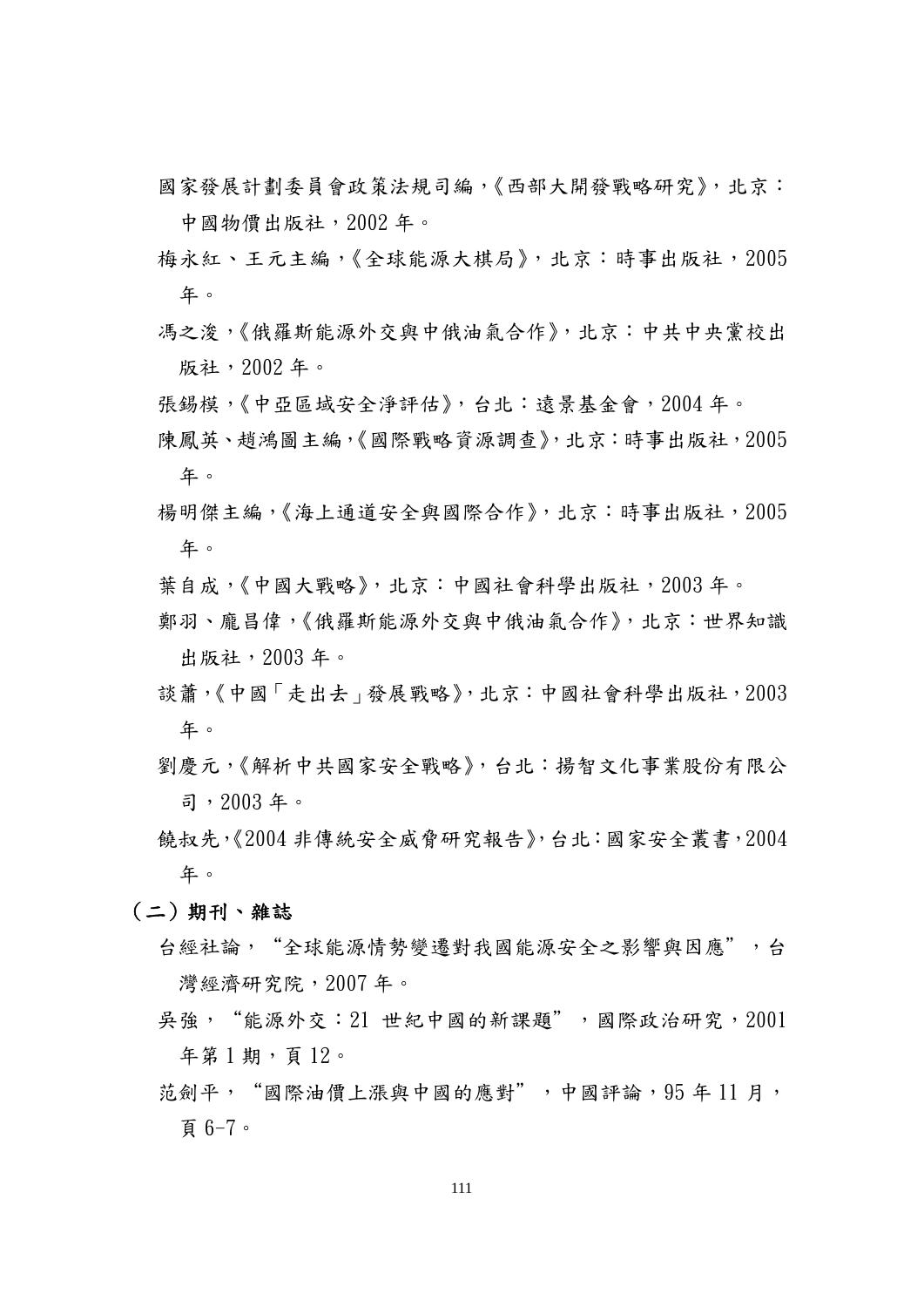國家發展計劃委員會政策法規司編，《西部大開發戰略研究》，北京：中國物價出版社，2002 年。

梅永紅、王元主編，《全球能源大棋局》，北京：時事出版社，2005 年。

馮之浚，《俄羅斯能源外交與中俄油氣合作》，北京：中共中央黨校出版社，2002 年。

張錫模，《中亞區域安全淨評估》，台北：遠景基金會，2004 年。

陳鳳英、趙鴻圖主編，《國際戰略資源調查》，北京：時事出版社，2005 年。

楊明傑主編，《海上通道安全與國際合作》，北京：時事出版社，2005 年。

葉自成，《中國大戰略》，北京：中國社會科學出版社，2003 年。

鄭羽、龐昌偉，《俄羅斯能源外交與中俄油氣合作》，北京：世界知識出版社，2003 年。

談蕭，《中國「走出去」發展戰略》，北京：中國社會科學出版社，2003 年。

劉慶元，《解析中共國家安全戰略》，台北：揚智文化事業股份有限公司，2003 年。

饒叔先，《2004 非傳統安全威脅研究報告》，台北：國家安全叢書，2004 年。

**（二）期刊、雜誌**

台經社論，“全球能源情勢變遷對我國能源安全之影響與因應”，台灣經濟研究院，2007 年。

吳強，“能源外交：21 世紀中國的新課題”，國際政治研究，2001 年第 1 期，頁 12。

范劍平，“國際油價上漲與中國的應對”，中國評論，95 年 11 月，頁 6-7。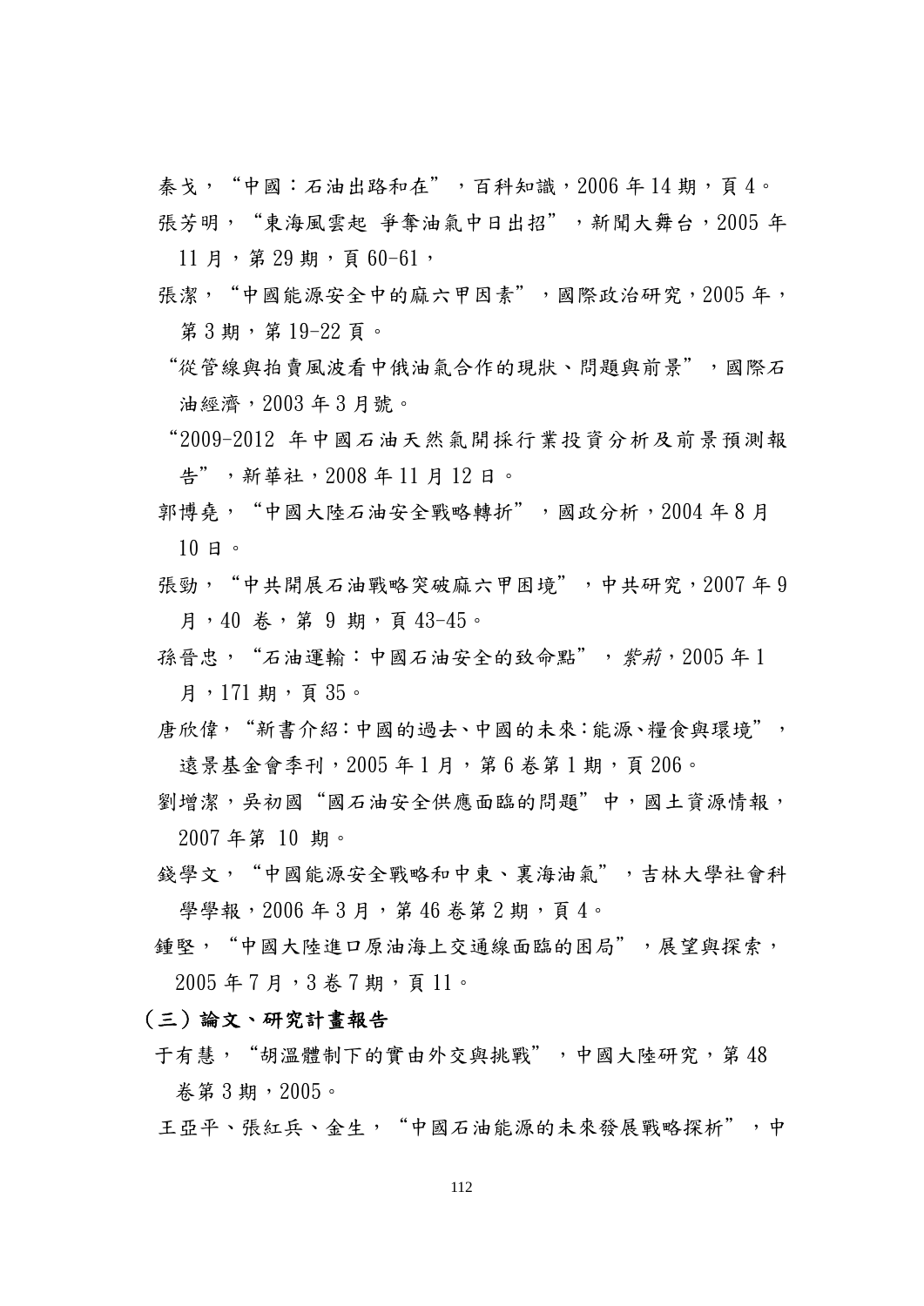秦戈，“中國：石油出路和在”，百科知識，2006 年 14 期，頁 4。

張芳明，“東海風雲起 爭奪油氣中日出招”，新聞大舞台，2005 年 11 月，第 29 期，頁 60-61，

張潔，“中國能源安全中的麻六甲因素”，國際政治研究，2005 年，第 3 期，第 19-22 頁。

“從管線與拍賣風波看中俄油氣合作的現狀、問題與前景”，國際石油經濟，2003 年 3 月號。

“2009-2012 年中國石油天然氣開採行業投資分析及前景預測報告”，新華社，2008 年 11 月 12 日。

郭博堯，“中國大陸石油安全戰略轉折”，國政分析，2004 年 8 月 10 日。

張勁，“中共開展石油戰略突破麻六甲困境”，中共研究，2007 年 9 月，40 卷，第 9 期，頁 43-45。

孫晉忠，“石油運輸：中國石油安全的致命點”，*紫荊*，2005 年 1 月，171 期，頁 35。

唐欣偉，“新書介紹：中國的過去、中國的未來：能源、糧食與環境”，遠景基金會季刊，2005 年 1 月，第 6 卷第 1 期，頁 206。

劉增潔，吳初國“國石油安全供應面臨的問題”中，國土資源情報，2007 年第 10 期。

錢學文，“中國能源安全戰略和中東、裏海油氣”，吉林大學社會科學學報，2006 年 3 月，第 46 卷第 2 期，頁 4。

鍾堅，“中國大陸進口原油海上交通線面臨的困局”，展望與探索，2005 年 7 月，3 卷 7 期，頁 11。

**（三）論文、研究計畫報告**

于有慧，“胡溫體制下的實由外交與挑戰”，中國大陸研究，第 48 卷第 3 期，2005。

王亞平、張紅兵、金生，“中國石油能源的未來發展戰略探析”，中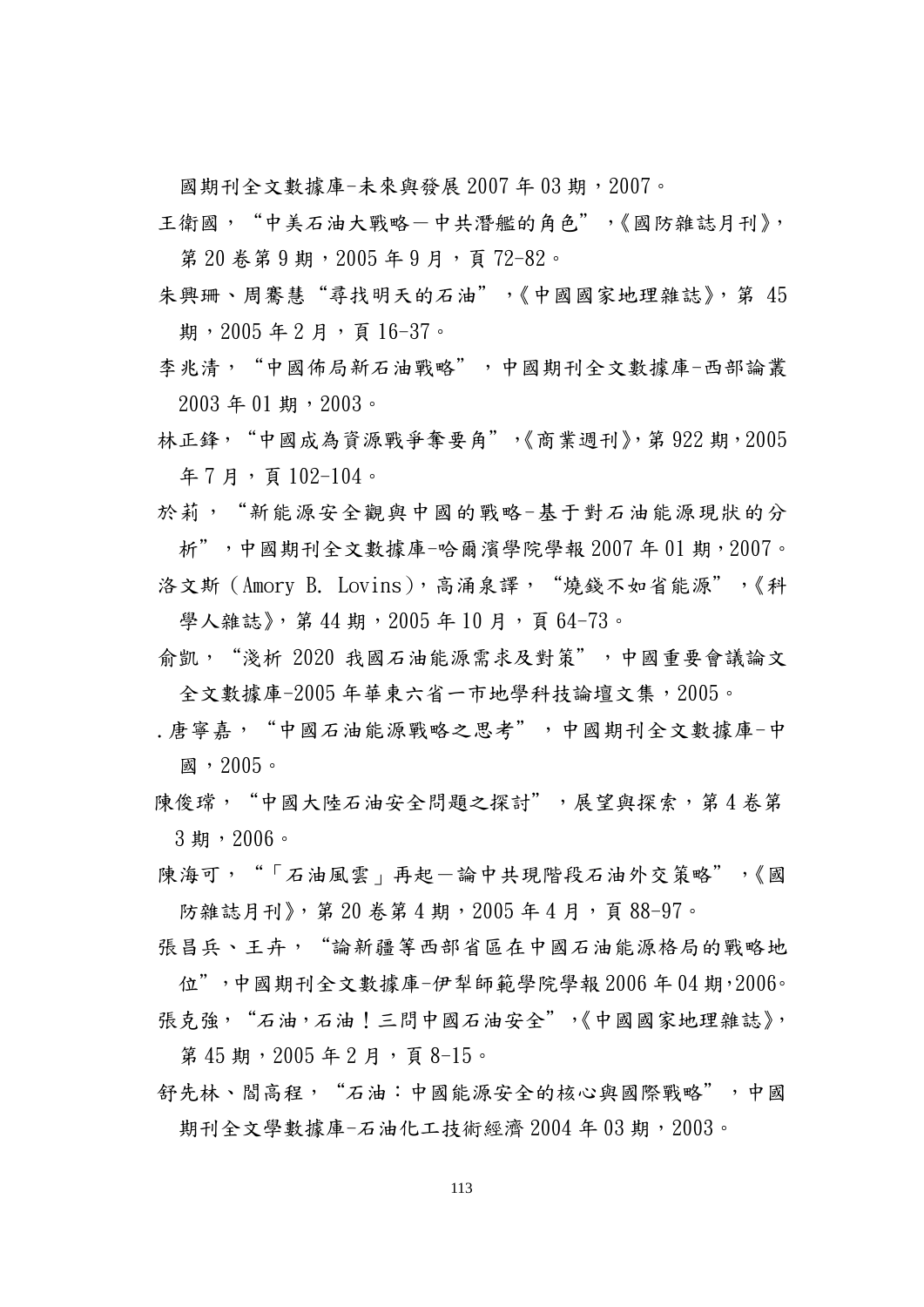國期刊全文數據庫-未來與發展 2007 年 03 期，2007。

王衛國，“中美石油大戰略－中共潛艦的角色”，《國防雜誌月刊》，第 20 卷第 9 期，2005 年 9 月，頁 72-82。

朱興珊、周騫慧“尋找明天的石油”，《中國國家地理雜誌》，第 45 期，2005 年 2 月，頁 16-37。

李兆清，“中國佈局新石油戰略”，中國期刊全文數據庫-西部論叢 2003 年 01 期，2003。

林正鋒，“中國成為資源戰爭奪要角”，《商業週刊》，第 922 期，2005 年 7 月，頁 102-104。

於莉，“新能源安全觀與中國的戰略-基于對石油能源現狀的分析”，中國期刊全文數據庫-哈爾濱學院學報 2007 年 01 期，2007。

洛文斯（Amory B. Lovins），高涌泉譯，“燒錢不如省能源”，《科學人雜誌》，第 44 期，2005 年 10 月，頁 64-73。

俞凱，“淺析 2020 我國石油能源需求及對策”，中國重要會議論文全文數據庫-2005 年華東六省一市地學科技論壇文集，2005。

.唐寧嘉，“中國石油能源戰略之思考”，中國期刊全文數據庫-中國，2005。

陳俊瑺，“中國大陸石油安全問題之探討”，展望與探索，第 4 卷第 3 期，2006。

陳海可，“「石油風雲」再起－論中共現階段石油外交策略”，《國防雜誌月刊》，第 20 卷第 4 期，2005 年 4 月，頁 88-97。

張昌兵、王卉，“論新疆等西部省區在中國石油能源格局的戰略地位”，中國期刊全文數據庫-伊犁師範學院學報 2006 年 04 期，2006。

張克強，“石油，石油！三問中國石油安全”，《中國國家地理雜誌》，第 45 期，2005 年 2 月，頁 8-15。

舒先林、閻高程，“石油：中國能源安全的核心與國際戰略”，中國期刊全文學數據庫-石油化工技術經濟 2004 年 03 期，2003。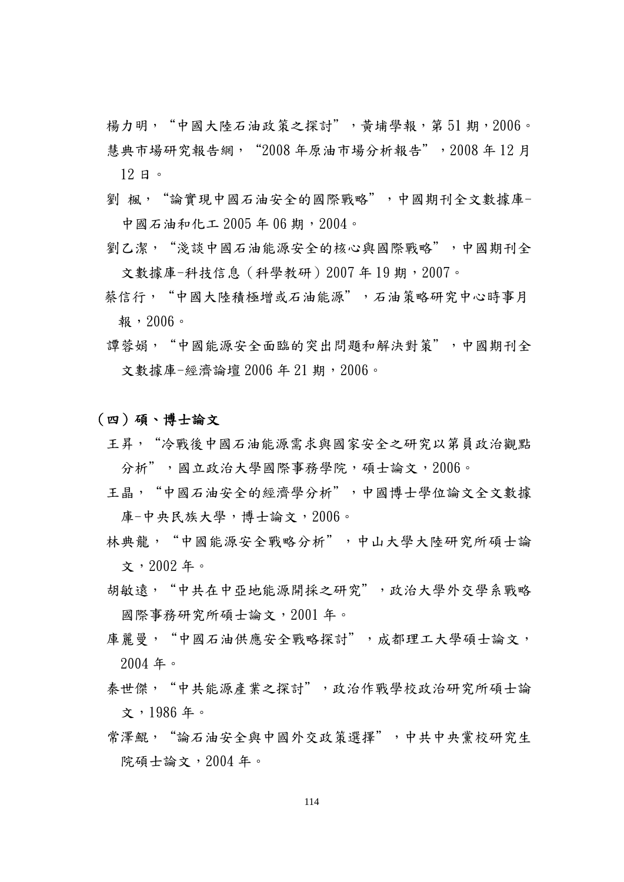楊力明，"中國大陸石油政策之探討"，黃埔學報，第 51 期，2006。

慧典市場研究報告網，"2008 年原油市場分析報告"，2008 年 12 月 12 日。

劉 楓，"論實現中國石油安全的國際戰略"，中國期刊全文數據庫-中國石油和化工 2005 年 06 期，2004。

劉乙潔，"淺談中國石油能源安全的核心與國際戰略"，中國期刊全文數據庫-科技信息（科學教研）2007 年 19 期，2007。

蔡信行，"中國大陸積極增或石油能源"，石油策略研究中心時事月報，2006。

譚蓉娟，"中國能源安全面臨的突出問題和解決對策"，中國期刊全文數據庫-經濟論壇 2006 年 21 期，2006。

## （四）碩、博士論文

王昇，"冷戰後中國石油能源需求與國家安全之研究以第員政治觀點分析"，國立政治大學國際事務學院，碩士論文，2006。

王晶，"中國石油安全的經濟學分析"，中國博士學位論文全文數據庫-中央民族大學，博士論文，2006。

林典龍，"中國能源安全戰略分析"，中山大學大陸研究所碩士論文，2002 年。

胡敏遠，"中共在中亞地能源開採之研究"，政治大學外交學系戰略國際事務研究所碩士論文，2001 年。

庫麗曼，"中國石油供應安全戰略探討"，成都理工大學碩士論文，2004 年。

秦世傑，"中共能源產業之探討"，政治作戰學校政治研究所碩士論文，1986 年。

常澤鯤，"論石油安全與中國外交政策選擇"，中共中央黨校研究生院碩士論文，2004 年。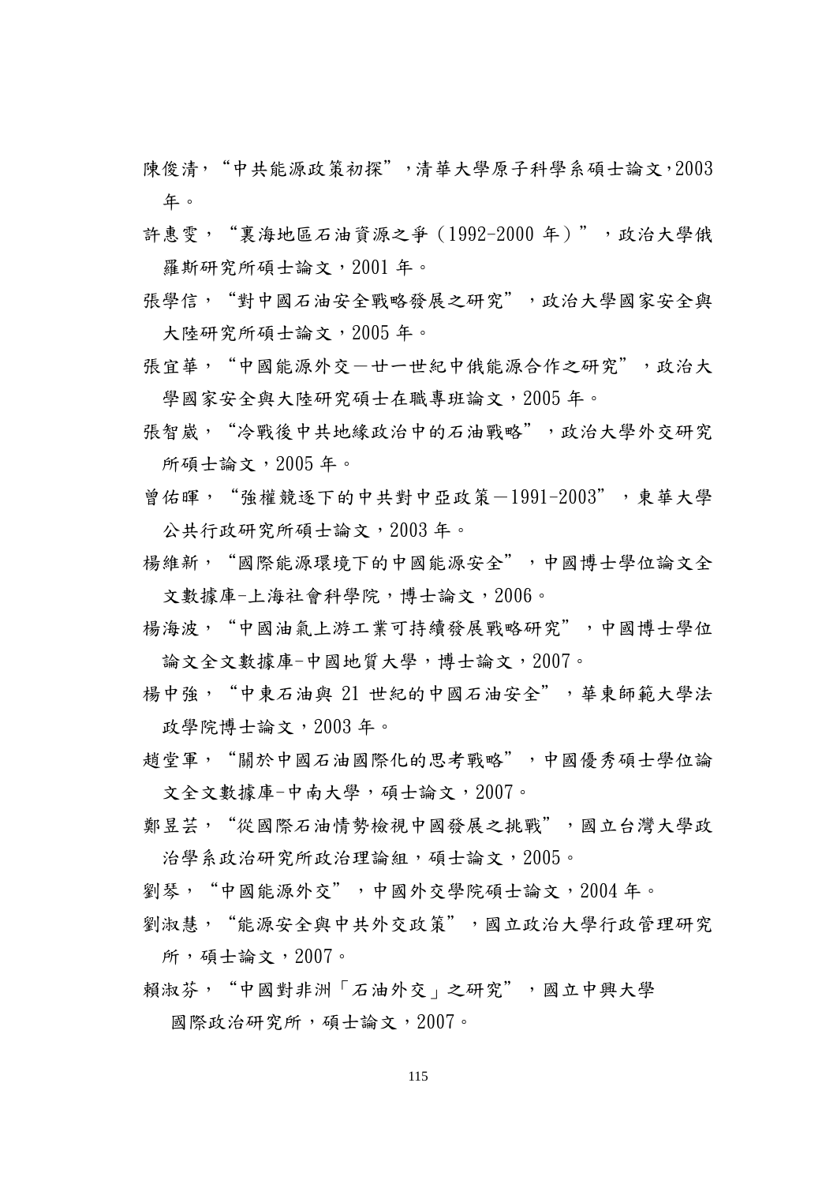陳俊清，“中共能源政策初探”，清華大學原子科學系碩士論文，2003 年。

許惠雯，“裏海地區石油資源之爭（1992-2000 年）”，政治大學俄羅斯研究所碩士論文，2001 年。

張學信，“對中國石油安全戰略發展之研究”，政治大學國家安全與大陸研究所碩士論文，2005 年。

張宜華，“中國能源外交－廿一世紀中俄能源合作之研究”，政治大學國家安全與大陸研究碩士在職專班論文，2005 年。

張智崴，“冷戰後中共地緣政治中的石油戰略”，政治大學外交研究所碩士論文，2005 年。

曾佑暉，“強權競逐下的中共對中亞政策－1991-2003”，東華大學公共行政研究所碩士論文，2003 年。

楊維新，“國際能源環境下的中國能源安全”，中國博士學位論文全文數據庫-上海社會科學院，博士論文，2006。

楊海波，“中國油氣上游工業可持續發展戰略研究”，中國博士學位論文全文數據庫-中國地質大學，博士論文，2007。

楊中強，“中東石油與 21 世紀的中國石油安全”，華東師範大學法政學院博士論文，2003 年。

趙堂軍，“關於中國石油國際化的思考戰略”，中國優秀碩士學位論文全文數據庫-中南大學，碩士論文，2007。

鄭昱芸，“從國際石油情勢檢視中國發展之挑戰”，國立台灣大學政治學系政治研究所政治理論組，碩士論文，2005。

劉琴，“中國能源外交”，中國外交學院碩士論文，2004 年。

劉淑慧，“能源安全與中共外交政策”，國立政治大學行政管理研究所，碩士論文，2007。

賴淑芬，“中國對非洲「石油外交」之研究”，國立中興大學國際政治研究所，碩士論文，2007。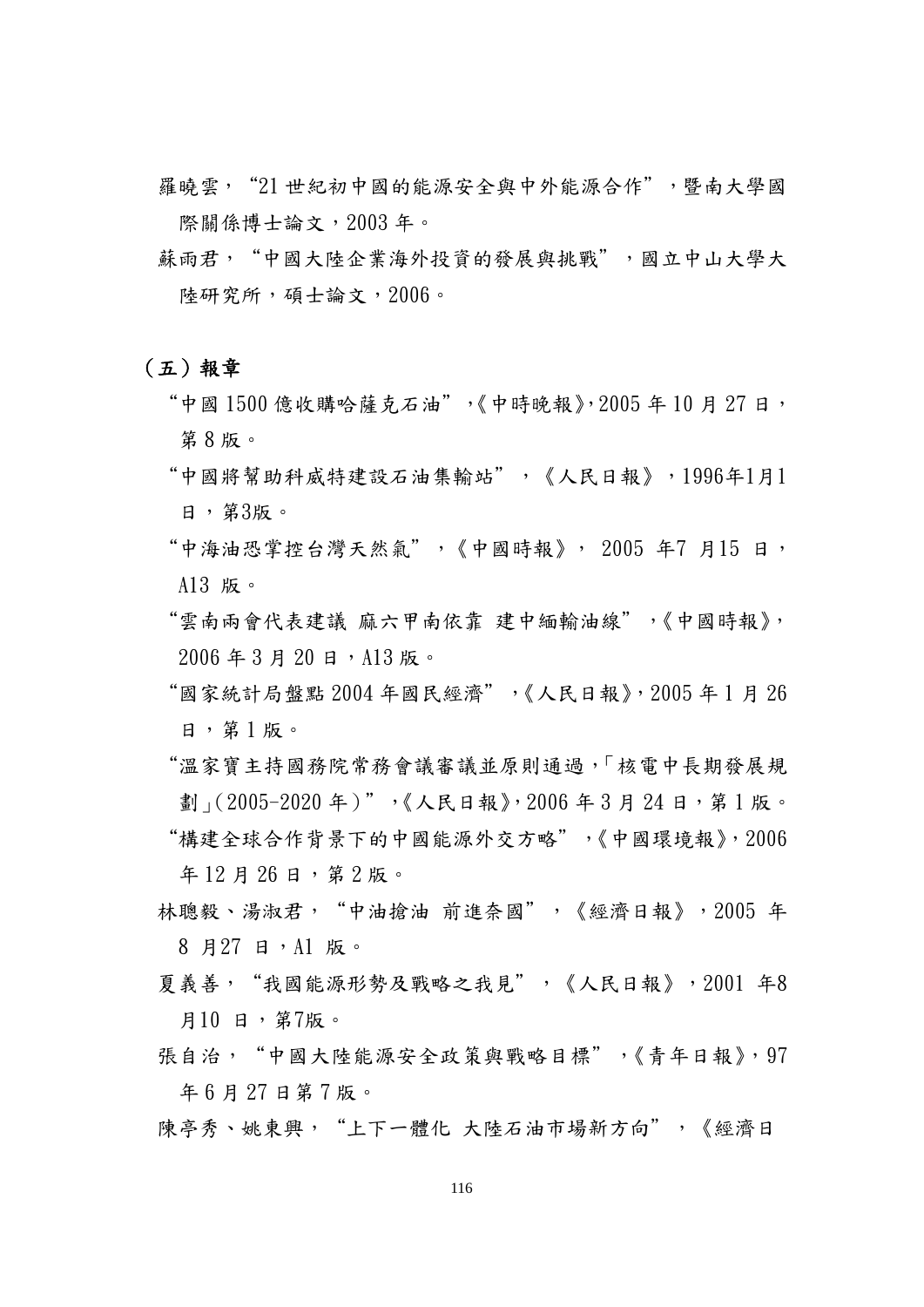羅曉雲，“21 世紀初中國的能源安全與中外能源合作”，暨南大學國際關係博士論文，2003 年。

蘇雨君，“中國大陸企業海外投資的發展與挑戰”，國立中山大學大陸研究所，碩士論文，2006。

## （五）報章

“中國 1500 億收購哈薩克石油”,《中時晚報》,2005 年 10 月 27 日，第 8 版。

“中國將幫助科威特建設石油集輸站”，《人民日報》，1996年1月1日，第3版。

“中海油恐掌控台灣天然氣”，《中國時報》， 2005 年7 月15 日，A13 版。

“雲南兩會代表建議 痳六甲南依靠 建中緬輸油線”,《中國時報》,2006 年 3 月 20 日，A13 版。

“國家統計局盤點 2004 年國民經濟”,《人民日報》,2005 年 1 月 26 日，第 1 版。

“溫家寶主持國務院常務會議審議並原則通過,「核電中長期發展規劃」(2005-2020 年)”,《人民日報》,2006 年 3 月 24 日，第 1 版。

“構建全球合作背景下的中國能源外交方略”,《中國環境報》,2006年 12 月 26 日，第 2 版。

林聰毅、湯淑君，“中油搶油 前進奈國”，《經濟日報》，2005 年 8 月27 日，A1 版。

夏義善，“我國能源形勢及戰略之我見”，《人民日報》，2001 年8月10 日，第7版。

張自治，“中國大陸能源安全政策與戰略目標”,《青年日報》,97 年 6 月 27 日第 7 版。

陳亭秀、姚東興，“上下一體化 大陸石油市場新方向”，《經濟日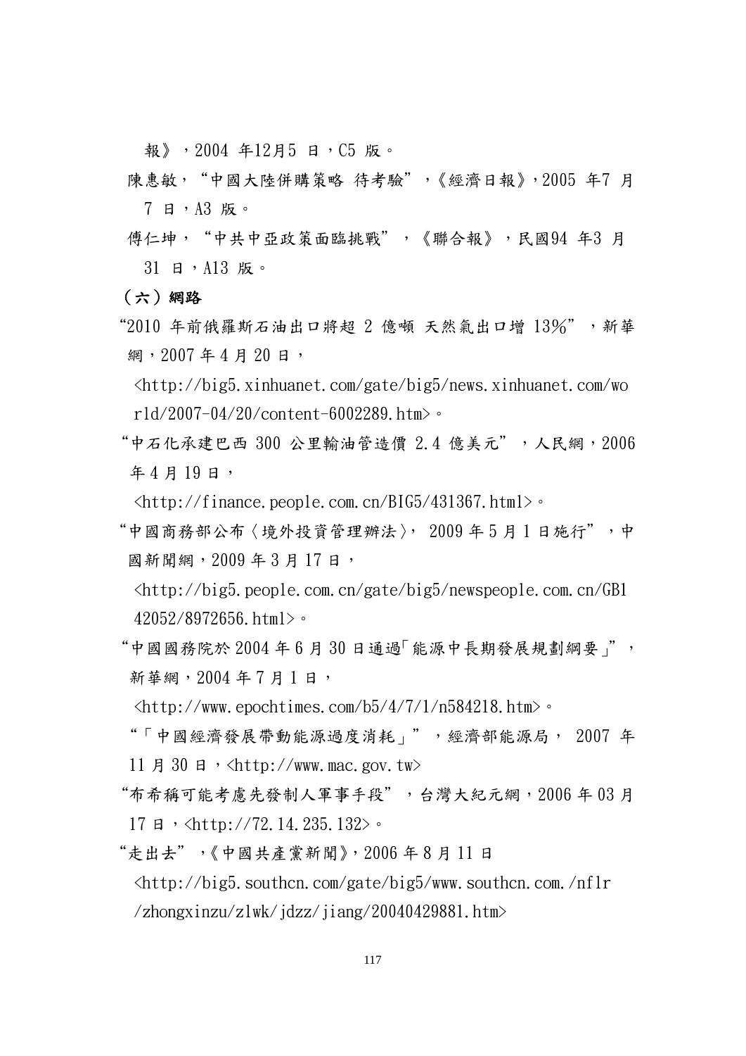報》，2004 年12月5 日，C5 版。

陳惠敏，"中國大陸併購策略 待考驗"，《經濟日報》，2005 年7 月 7 日，A3 版。

傅仁坤，"中共中亞政策面臨挑戰"，《聯合報》，民國94 年3 月 31 日，A13 版。

**（六）網路**

"2010 年前俄羅斯石油出口將超 2 億噸 天然氣出口增 13%"，新華網，2007 年 4 月 20 日，<http://big5.xinhuanet.com/gate/big5/news.xinhuanet.com/world/2007-04/20/content-6002289.htm>。

"中石化承建巴西 300 公里輸油管造價 2.4 億美元"，人民網，2006 年 4 月 19 日，<http://finance.people.com.cn/BIG5/431367.html>。

"中國商務部公布〈境外投資管理辦法〉，2009 年 5 月 1 日施行"，中國新聞網，2009 年 3 月 17 日，<http://big5.people.com.cn/gate/big5/newspeople.com.cn/GB142052/8972656.html>。

"中國國務院於 2004 年 6 月 30 日通過「能源中長期發展規劃綱要」"，新華網，2004 年 7 月 1 日，<http://www.epochtimes.com/b5/4/7/1/n584218.htm>。

"「中國經濟發展帶動能源過度消耗」"，經濟部能源局，2007 年 11 月 30 日，<http://www.mac.gov.tw>

"布希稱可能考慮先發制人軍事手段"，台灣大紀元網，2006 年 03 月 17 日，<http://72.14.235.132>。

"走出去"，《中國共產黨新聞》，2006 年 8 月 11 日 <http://big5.southcn.com/gate/big5/www.southcn.com./nflr/zhongxinzu/zlwk/jdzz/jiang/20040429881.htm>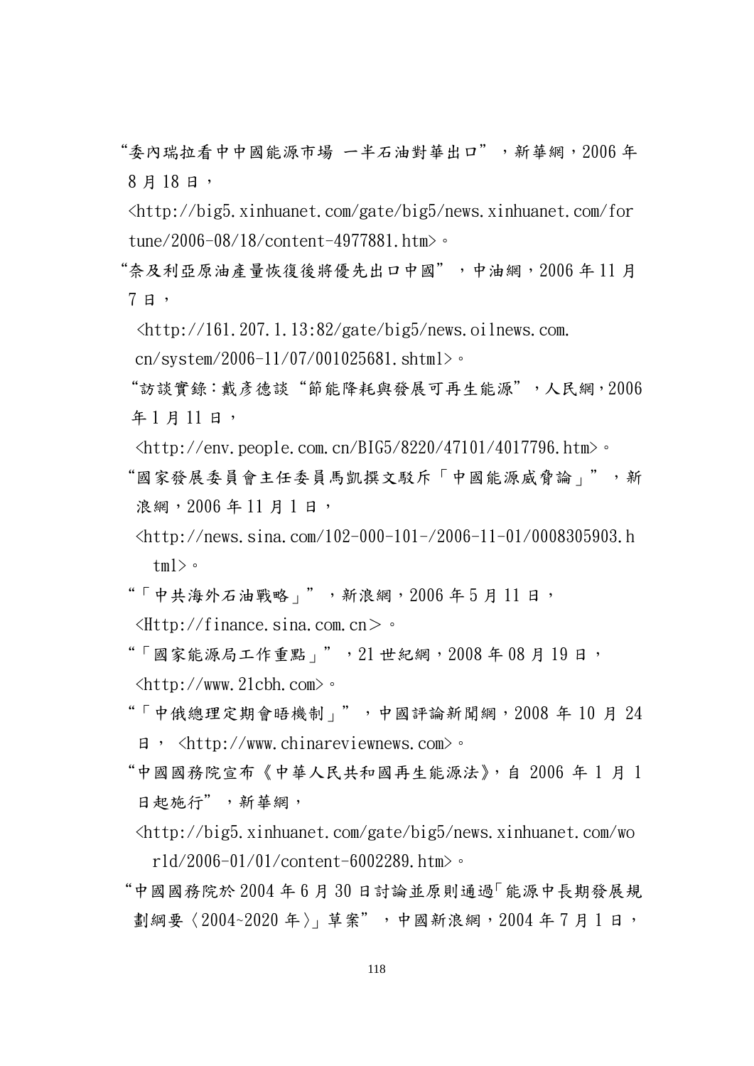"委內瑞拉看中中國能源市場 一半石油對華出口"，新華網，2006 年 8 月 18 日，<http://big5.xinhuanet.com/gate/big5/news.xinhuanet.com/fortune/2006-08/18/content-4977881.htm>。

"奈及利亞原油產量恢復後將優先出口中國"，中油網，2006 年 11 月 7 日，<http://161.207.1.13:82/gate/big5/news.oilnews.com.cn/system/2006-11/07/001025681.shtml>。

"訪談實錄：戴彥德談"節能降耗與發展可再生能源"，人民網，2006 年 1 月 11 日，<http://env.people.com.cn/BIG5/8220/47101/4017796.htm>。

"國家發展委員會主任委員馬凱撰文駁斥「中國能源威脅論」"，新浪網，2006 年 11 月 1 日，<http://news.sina.com/102-000-101-/2006-11-01/0008305903.html>。

"「中共海外石油戰略」"，新浪網，2006 年 5 月 11 日，<Http://finance.sina.com.cn＞。

"「國家能源局工作重點」"，21 世紀網，2008 年 08 月 19 日，<http://www.21cbh.com>。

"「中俄總理定期會晤機制」"，中國評論新聞網，2008 年 10 月 24 日， <http://www.chinareviewnews.com>。

"中國國務院宣布《中華人民共和國再生能源法》，自 2006 年 1 月 1 日起施行"，新華網，<http://big5.xinhuanet.com/gate/big5/news.xinhuanet.com/world/2006-01/01/content-6002289.htm>。

"中國國務院於 2004 年 6 月 30 日討論並原則通過「能源中長期發展規劃綱要〈2004~2020 年〉」草案"，中國新浪網，2004 年 7 月 1 日，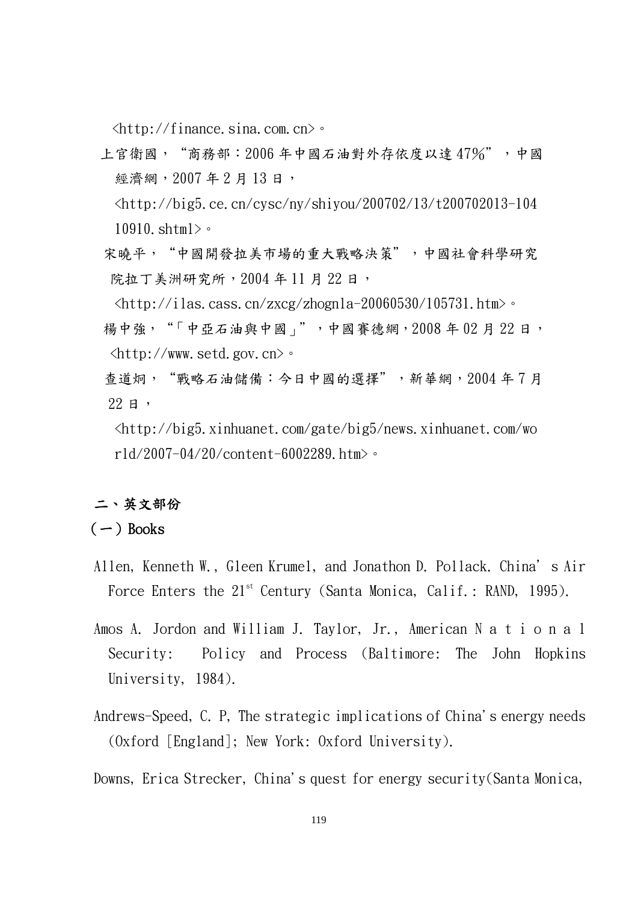<http://finance.sina.com.cn>。

上官衛國，“商務部：2006 年中國石油對外存依度以達 47%”，中國經濟網，2007 年 2 月 13 日，<http://big5.ce.cn/cysc/ny/shiyou/200702/13/t200702013-10410910.shtml>。

宋曉平，“中國開發拉美市場的重大戰略決策”，中國社會科學研究院拉丁美洲研究所，2004 年 11 月 22 日，<http://ilas.cass.cn/zxcg/zhognla-20060530/105731.htm>。

楊中強，“「中亞石油與中國」”，中國賽德網，2008 年 02 月 22 日，<http://www.setd.gov.cn>。

查道炯，“戰略石油儲備：今日中國的選擇”，新華網，2004 年 7 月 22 日，<http://big5.xinhuanet.com/gate/big5/news.xinhuanet.com/world/2007-04/20/content-6002289.htm>。

## 二、英文部份

### （一）Books

Allen, Kenneth W., Gleen Krumel, and Jonathon D. Pollack. China's Air Force Enters the 21st Century (Santa Monica, Calif.: RAND, 1995).

Amos A. Jordon and William J. Taylor, Jr., American National Security: Policy and Process (Baltimore: The John Hopkins University, 1984).

Andrews-Speed, C. P, The strategic implications of China's energy needs (Oxford [England]; New York: Oxford University).

Downs, Erica Strecker, China's quest for energy security(Santa Monica,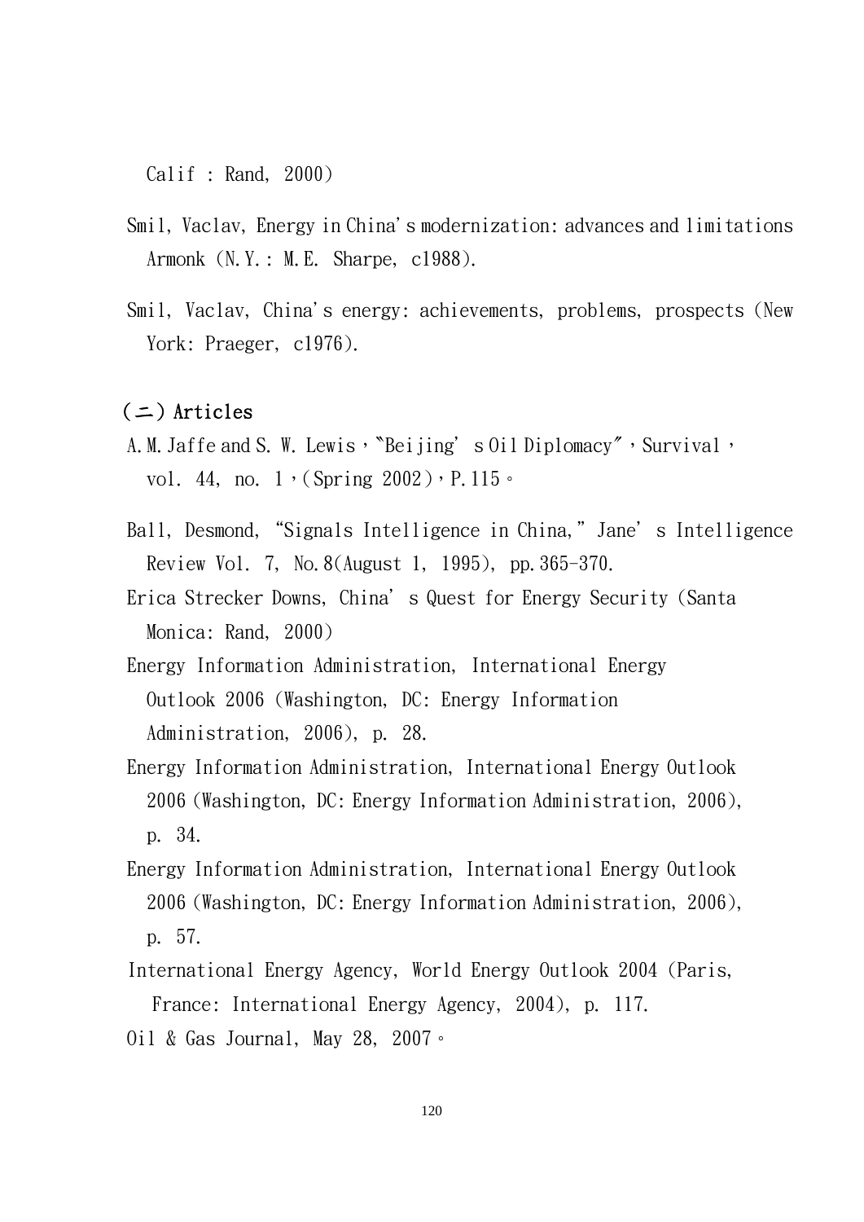Calif : Rand, 2000)

Smil, Vaclav, Energy in China's modernization: advances and limitations Armonk (N.Y.: M.E. Sharpe, c1988).

Smil, Vaclav, China's energy: achievements, problems, prospects (New York: Praeger, c1976).

## (二) Articles

A.M. Jaffe and S. W. Lewis, "Beijing' s Oil Diplomacy", Survival, vol. 44, no. 1, (Spring 2002), P.115。

Ball, Desmond, "Signals Intelligence in China," Jane' s Intelligence Review Vol. 7, No.8(August 1, 1995), pp.365-370.

Erica Strecker Downs, China' s Quest for Energy Security (Santa Monica: Rand, 2000)

Energy Information Administration, International Energy Outlook 2006 (Washington, DC: Energy Information Administration, 2006), p. 28.

Energy Information Administration, International Energy Outlook 2006 (Washington, DC: Energy Information Administration, 2006), p. 34.

Energy Information Administration, International Energy Outlook 2006 (Washington, DC: Energy Information Administration, 2006), p. 57.

International Energy Agency, World Energy Outlook 2004 (Paris, France: International Energy Agency, 2004), p. 117.

Oil & Gas Journal, May 28, 2007。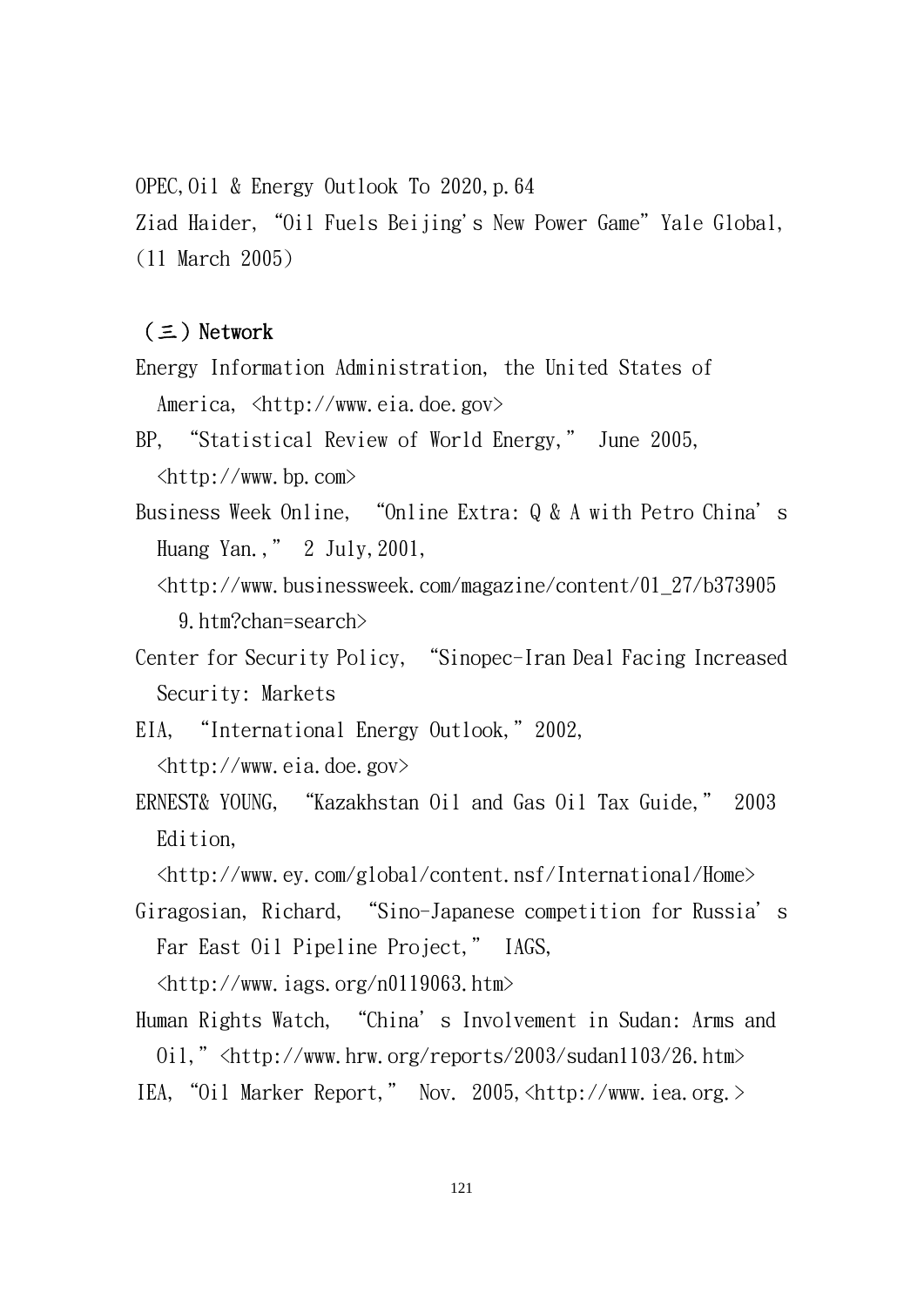OPEC,Oil & Energy Outlook To 2020,p.64

Ziad Haider, "Oil Fuels Beijing's New Power Game" Yale Global, (11 March 2005)

### （三）Network

Energy Information Administration, the United States of America, <http://www.eia.doe.gov>

BP, "Statistical Review of World Energy," June 2005, <http://www.bp.com>

Business Week Online, "Online Extra: Q & A with Petro China's Huang Yan.," 2 July,2001, <http://www.businessweek.com/magazine/content/01_27/b3739059.htm?chan=search>

Center for Security Policy, "Sinopec-Iran Deal Facing Increased Security: Markets

EIA, "International Energy Outlook," 2002, <http://www.eia.doe.gov>

ERNEST& YOUNG, "Kazakhstan Oil and Gas Oil Tax Guide," 2003 Edition, <http://www.ey.com/global/content.nsf/International/Home>

Giragosian, Richard, "Sino-Japanese competition for Russia's Far East Oil Pipeline Project," IAGS, <http://www.iags.org/n0119063.htm>

Human Rights Watch, "China's Involvement in Sudan: Arms and Oil,"<http://www.hrw.org/reports/2003/sudan1103/26.htm>

IEA, "Oil Marker Report," Nov. 2005,<http://www.iea.org.>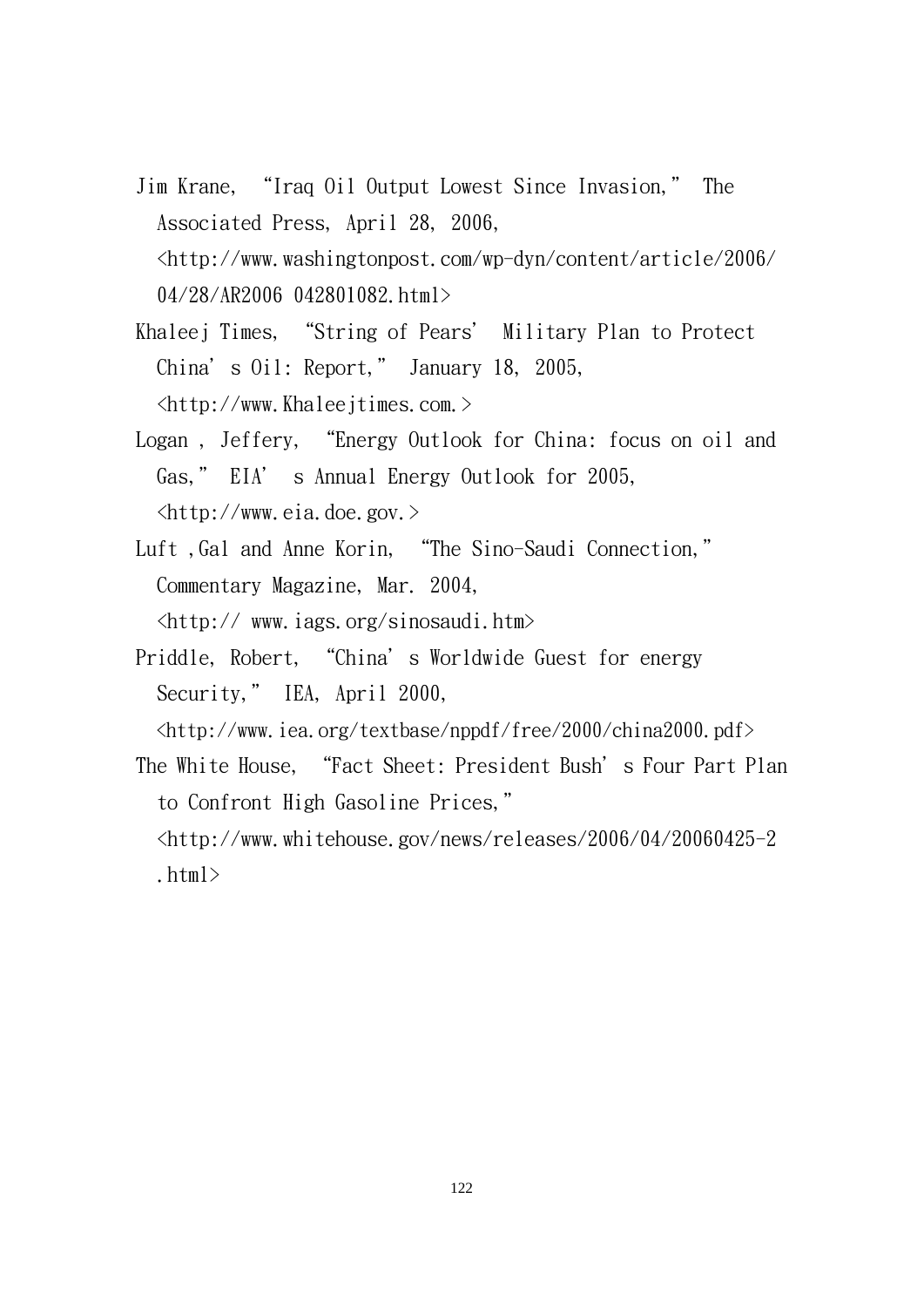Jim Krane, "Iraq Oil Output Lowest Since Invasion," The Associated Press, April 28, 2006, <http://www.washingtonpost.com/wp-dyn/content/article/2006/04/28/AR2006 042801082.html>

Khaleej Times, "String of Pears' Military Plan to Protect China's Oil: Report," January 18, 2005, <http://www.Khaleejtimes.com.>

Logan , Jeffery, "Energy Outlook for China: focus on oil and Gas," EIA's Annual Energy Outlook for 2005, <http://www.eia.doe.gov.>

Luft ,Gal and Anne Korin, "The Sino-Saudi Connection," Commentary Magazine, Mar. 2004, <http:// www.iags.org/sinosaudi.htm>

Priddle, Robert, "China's Worldwide Guest for energy Security," IEA, April 2000, <http://www.iea.org/textbase/nppdf/free/2000/china2000.pdf>

The White House, "Fact Sheet: President Bush's Four Part Plan to Confront High Gasoline Prices," <http://www.whitehouse.gov/news/releases/2006/04/20060425-2.html>